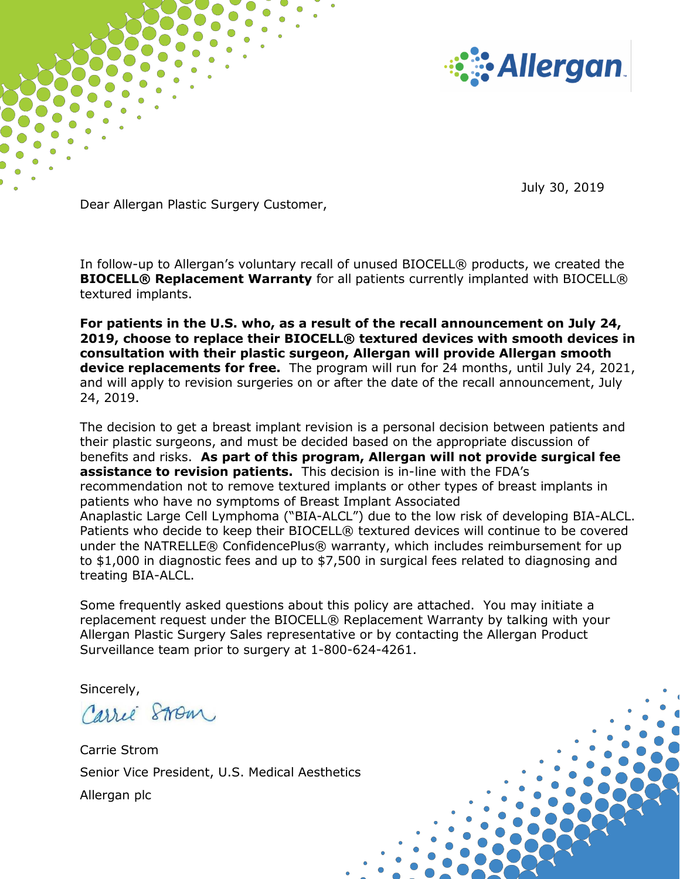July 30, 2019

Dear Allergan Plastic Surgery Customer,

In follow-up to Allergan's voluntary recall of unused BIOCELL® products, we created the **BIOCELL® Replacement Warranty** for all patients currently implanted with BIOCELL® textured implants.

**For patients in the U.S. who, as a result of the recall announcement on July 24, 2019, choose to replace their BIOCELL® textured devices with smooth devices in consultation with their plastic surgeon, Allergan will provide Allergan smooth device replacements for free.** The program will run for 24 months, until July 24, 2021, and will apply to revision surgeries on or after the date of the recall announcement, July 24, 2019.

The decision to get a breast implant revision is a personal decision between patients and their plastic surgeons, and must be decided based on the appropriate discussion of benefits and risks. **As part of this program, Allergan will not provide surgical fee assistance to revision patients.** This decision is in-line with the FDA's recommendation not to remove textured implants or other types of breast implants in patients who have no symptoms of Breast Implant Associated Anaplastic Large Cell Lymphoma ("BIA-ALCL") due to the low risk of developing BIA-ALCL. Patients who decide to keep their BIOCELL® textured devices will continue to be covered under the NATRELLE® ConfidencePlus® warranty, which includes reimbursement for up to $1,000 in diagnostic fees and up to $7,500 in surgical fees related to diagnosing and treating BIA-ALCL.

Some frequently asked questions about this policy are attached. You may initiate a replacement request under the BIOCELL® Replacement Warranty by talking with your Allergan Plastic Surgery Sales representative or by contacting the Allergan Product Surveillance team prior to surgery at 1-800-624-4261.

Sincerely,

Carrie Strom

Carrie Strom

Senior Vice President, U.S. Medical Aesthetics

Allergan plc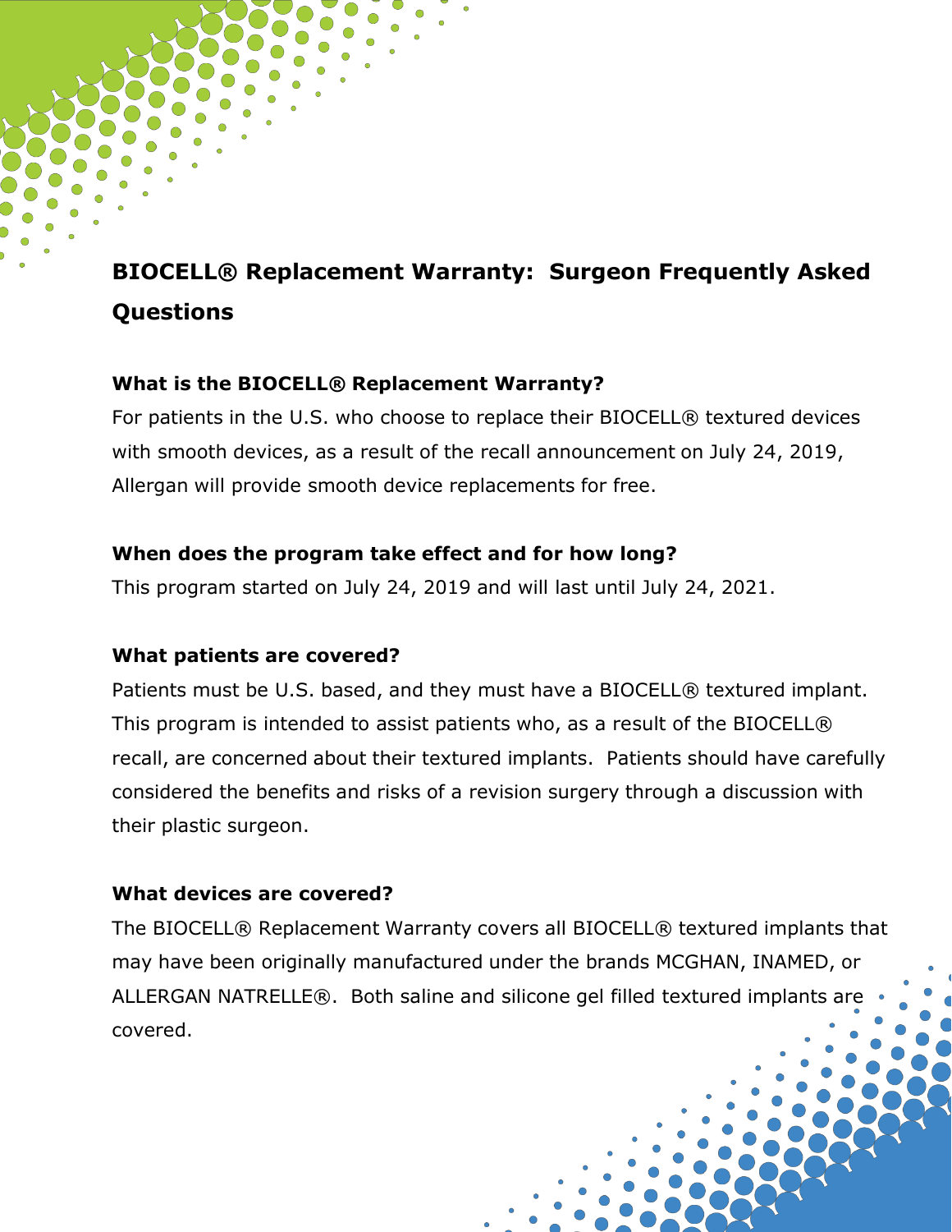# BIOCELL® Replacement Warranty:  Surgeon Frequently Asked Questions

### What is the BIOCELL® Replacement Warranty?

For patients in the U.S. who choose to replace their BIOCELL® textured devices with smooth devices, as a result of the recall announcement on July 24, 2019, Allergan will provide smooth device replacements for free.

### When does the program take effect and for how long?

This program started on July 24, 2019 and will last until July 24, 2021.

### What patients are covered?

Patients must be U.S. based, and they must have a BIOCELL® textured implant. This program is intended to assist patients who, as a result of the BIOCELL® recall, are concerned about their textured implants.  Patients should have carefully considered the benefits and risks of a revision surgery through a discussion with their plastic surgeon.

### What devices are covered?

The BIOCELL® Replacement Warranty covers all BIOCELL® textured implants that may have been originally manufactured under the brands MCGHAN, INAMED, or ALLERGAN NATRELLE®.  Both saline and silicone gel filled textured implants are covered.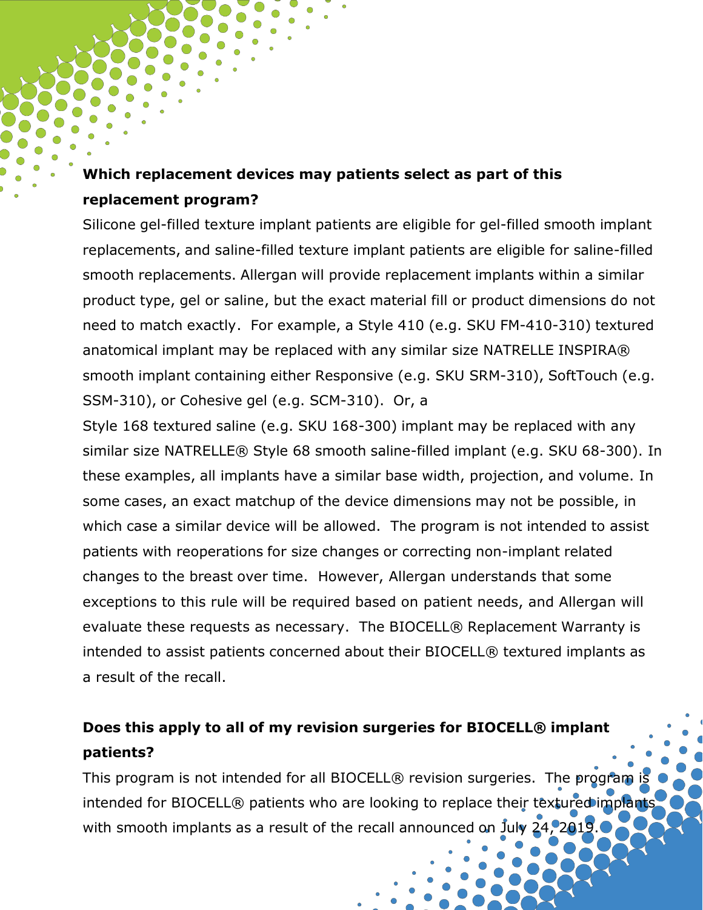**Which replacement devices may patients select as part of this replacement program?**

Silicone gel-filled texture implant patients are eligible for gel-filled smooth implant replacements, and saline-filled texture implant patients are eligible for saline-filled smooth replacements. Allergan will provide replacement implants within a similar product type, gel or saline, but the exact material fill or product dimensions do not need to match exactly. For example, a Style 410 (e.g. SKU FM-410-310) textured anatomical implant may be replaced with any similar size NATRELLE INSPIRA® smooth implant containing either Responsive (e.g. SKU SRM-310), SoftTouch (e.g. SSM-310), or Cohesive gel (e.g. SCM-310). Or, a Style 168 textured saline (e.g. SKU 168-300) implant may be replaced with any similar size NATRELLE® Style 68 smooth saline-filled implant (e.g. SKU 68-300). In these examples, all implants have a similar base width, projection, and volume. In some cases, an exact matchup of the device dimensions may not be possible, in which case a similar device will be allowed. The program is not intended to assist patients with reoperations for size changes or correcting non-implant related changes to the breast over time. However, Allergan understands that some exceptions to this rule will be required based on patient needs, and Allergan will evaluate these requests as necessary. The BIOCELL® Replacement Warranty is intended to assist patients concerned about their BIOCELL® textured implants as a result of the recall.

**Does this apply to all of my revision surgeries for BIOCELL® implant patients?**

This program is not intended for all BIOCELL® revision surgeries. The program is intended for BIOCELL® patients who are looking to replace their textured implants with smooth implants as a result of the recall announced on July 24, 2019.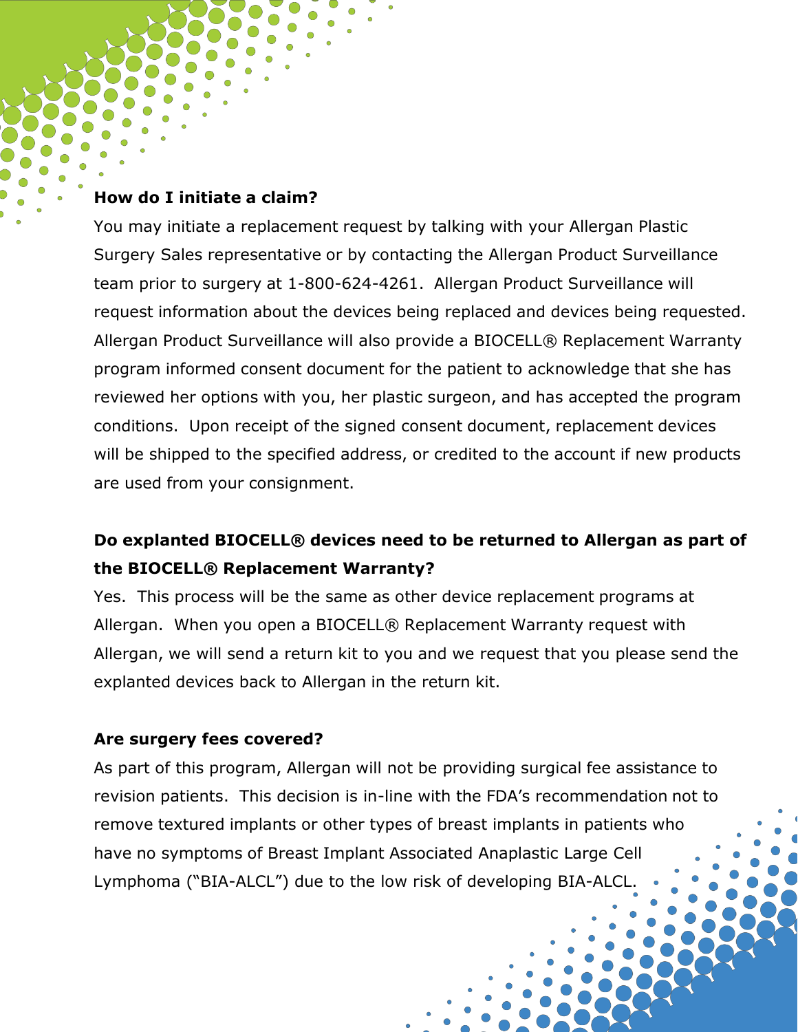**How do I initiate a claim?**

You may initiate a replacement request by talking with your Allergan Plastic Surgery Sales representative or by contacting the Allergan Product Surveillance team prior to surgery at 1-800-624-4261. Allergan Product Surveillance will request information about the devices being replaced and devices being requested. Allergan Product Surveillance will also provide a BIOCELL® Replacement Warranty program informed consent document for the patient to acknowledge that she has reviewed her options with you, her plastic surgeon, and has accepted the program conditions. Upon receipt of the signed consent document, replacement devices will be shipped to the specified address, or credited to the account if new products are used from your consignment.

**Do explanted BIOCELL® devices need to be returned to Allergan as part of the BIOCELL® Replacement Warranty?**

Yes. This process will be the same as other device replacement programs at Allergan. When you open a BIOCELL® Replacement Warranty request with Allergan, we will send a return kit to you and we request that you please send the explanted devices back to Allergan in the return kit.

**Are surgery fees covered?**

As part of this program, Allergan will not be providing surgical fee assistance to revision patients. This decision is in-line with the FDA's recommendation not to remove textured implants or other types of breast implants in patients who have no symptoms of Breast Implant Associated Anaplastic Large Cell Lymphoma ("BIA-ALCL") due to the low risk of developing BIA-ALCL.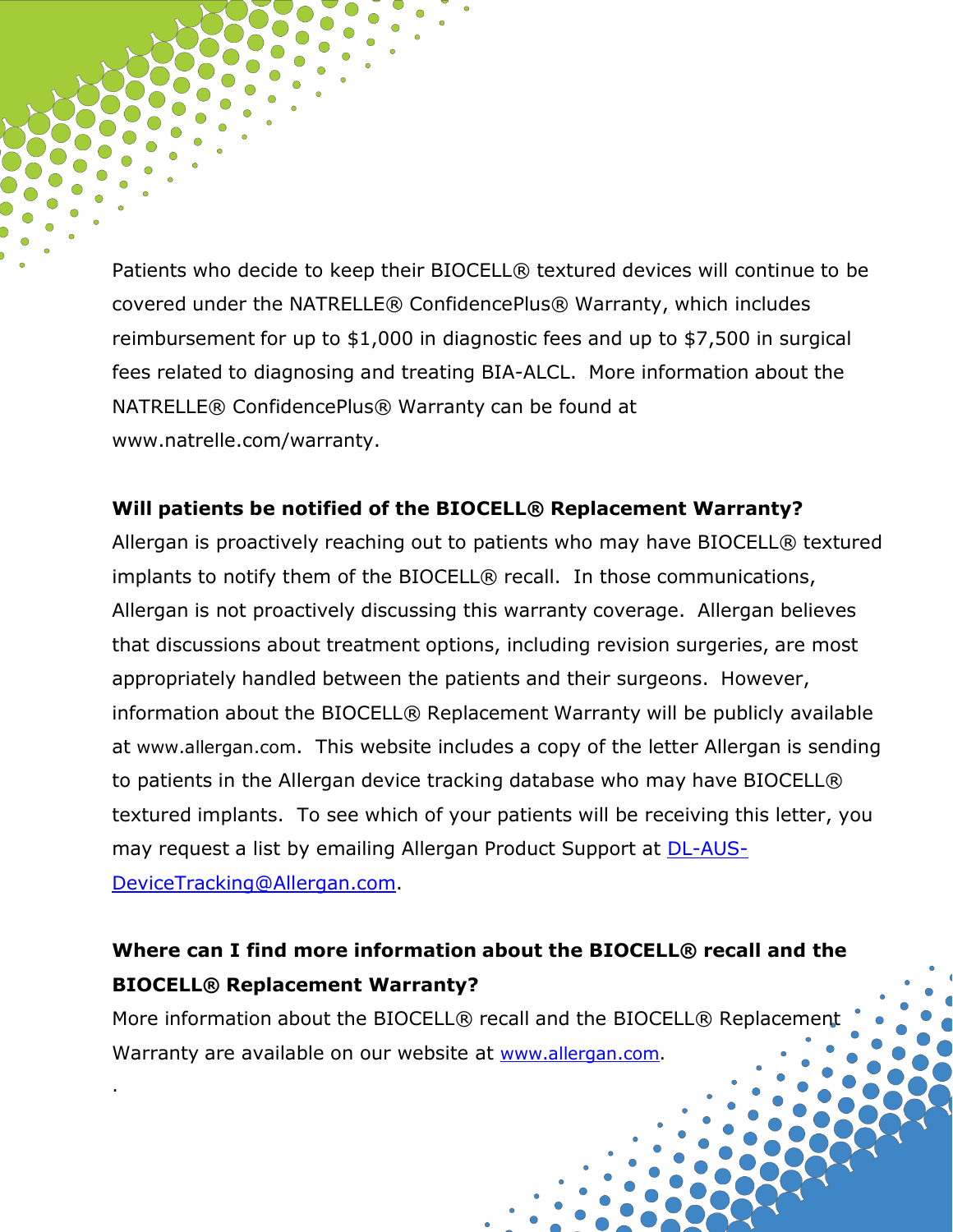Patients who decide to keep their BIOCELL® textured devices will continue to be covered under the NATRELLE® ConfidencePlus® Warranty, which includes reimbursement for up to $1,000 in diagnostic fees and up to $7,500 in surgical fees related to diagnosing and treating BIA-ALCL. More information about the NATRELLE® ConfidencePlus® Warranty can be found at www.natrelle.com/warranty.

**Will patients be notified of the BIOCELL® Replacement Warranty?**

Allergan is proactively reaching out to patients who may have BIOCELL® textured implants to notify them of the BIOCELL® recall. In those communications, Allergan is not proactively discussing this warranty coverage. Allergan believes that discussions about treatment options, including revision surgeries, are most appropriately handled between the patients and their surgeons. However, information about the BIOCELL® Replacement Warranty will be publicly available at www.allergan.com. This website includes a copy of the letter Allergan is sending to patients in the Allergan device tracking database who may have BIOCELL® textured implants. To see which of your patients will be receiving this letter, you may request a list by emailing Allergan Product Support at DL-AUS-DeviceTracking@Allergan.com.

**Where can I find more information about the BIOCELL® recall and the BIOCELL® Replacement Warranty?**

More information about the BIOCELL® recall and the BIOCELL® Replacement Warranty are available on our website at www.allergan.com.